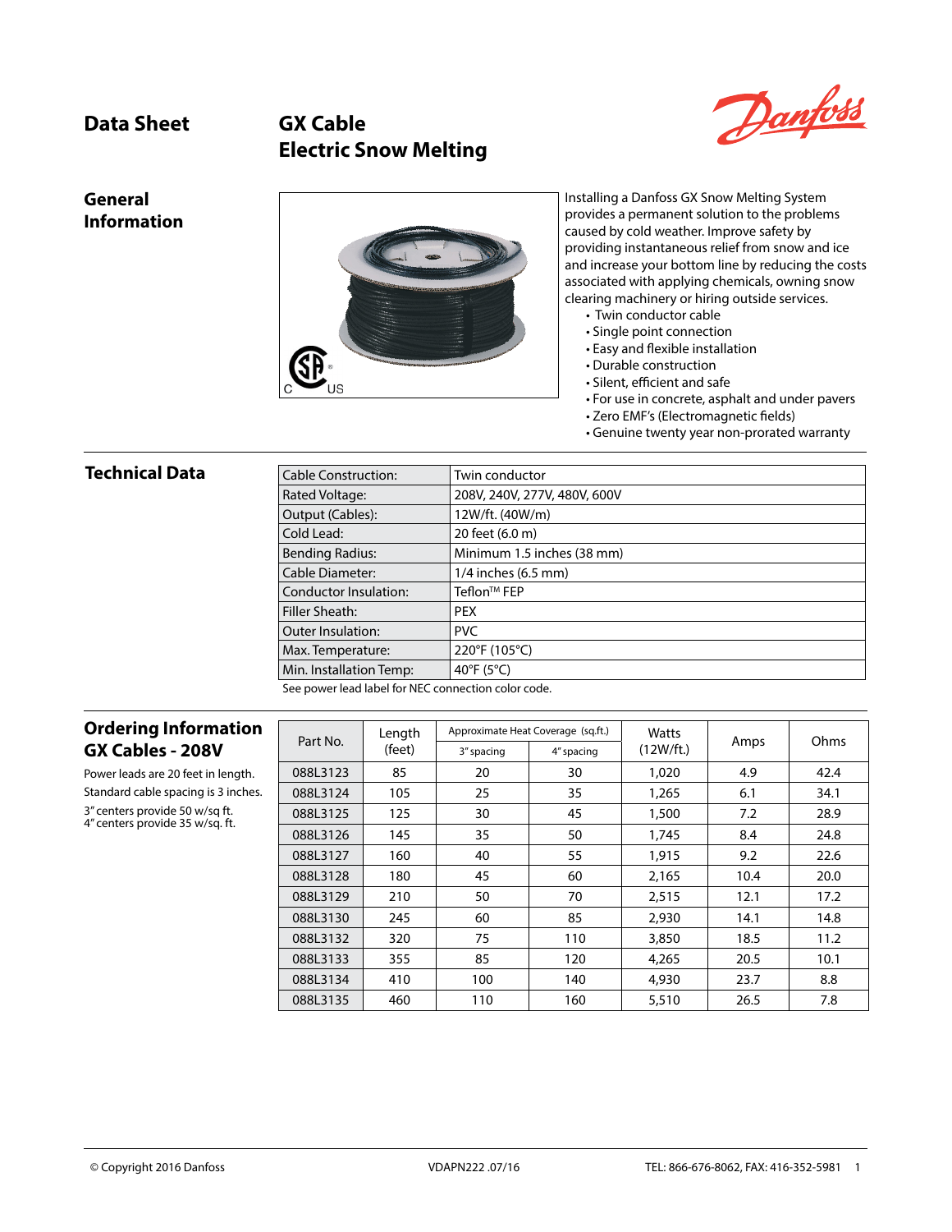# Data Sheet

# GX Cable
# Electric Snow Melting

## General Information

Installing a Danfoss GX Snow Melting System provides a permanent solution to the problems caused by cold weather. Improve safety by providing instantaneous relief from snow and ice and increase your bottom line by reducing the costs associated with applying chemicals, owning snow clearing machinery or hiring outside services.

- Twin conductor cable
- Single point connection
- Easy and flexible installation
- Durable construction
- Silent, efficient and safe
- For use in concrete, asphalt and under pavers
- Zero EMF's (Electromagnetic fields)
- Genuine twenty year non-prorated warranty

## Technical Data

| | |
|---|---|
| Cable Construction: | Twin conductor |
| Rated Voltage: | 208V, 240V, 277V, 480V, 600V |
| Output (Cables): | 12W/ft. (40W/m) |
| Cold Lead: | 20 feet (6.0 m) |
| Bending Radius: | Minimum 1.5 inches (38 mm) |
| Cable Diameter: | 1/4 inches (6.5 mm) |
| Conductor Insulation: | Teflon™ FEP |
| Filler Sheath: | PEX |
| Outer Insulation: | PVC |
| Max. Temperature: | 220°F (105°C) |
| Min. Installation Temp: | 40°F (5°C) |

See power lead label for NEC connection color code.

## Ordering Information GX Cables - 208V

Power leads are 20 feet in length.

Standard cable spacing is 3 inches.

3" centers provide 50 w/sq ft.
4" centers provide 35 w/sq. ft.

| Part No. | Length (feet) | Approximate Heat Coverage (sq.ft.) | | Watts (12W/ft.) | Amps | Ohms |
|---|---|---|---|---|---|---|
| | | 3" spacing | 4" spacing | | | |
| 088L3123 | 85 | 20 | 30 | 1,020 | 4.9 | 42.4 |
| 088L3124 | 105 | 25 | 35 | 1,265 | 6.1 | 34.1 |
| 088L3125 | 125 | 30 | 45 | 1,500 | 7.2 | 28.9 |
| 088L3126 | 145 | 35 | 50 | 1,745 | 8.4 | 24.8 |
| 088L3127 | 160 | 40 | 55 | 1,915 | 9.2 | 22.6 |
| 088L3128 | 180 | 45 | 60 | 2,165 | 10.4 | 20.0 |
| 088L3129 | 210 | 50 | 70 | 2,515 | 12.1 | 17.2 |
| 088L3130 | 245 | 60 | 85 | 2,930 | 14.1 | 14.8 |
| 088L3132 | 320 | 75 | 110 | 3,850 | 18.5 | 11.2 |
| 088L3133 | 355 | 85 | 120 | 4,265 | 20.5 | 10.1 |
| 088L3134 | 410 | 100 | 140 | 4,930 | 23.7 | 8.8 |
| 088L3135 | 460 | 110 | 160 | 5,510 | 26.5 | 7.8 |

© Copyright 2016 Danfoss | VDAPN222 .07/16 | TEL: 866-676-8062, FAX: 416-352-5981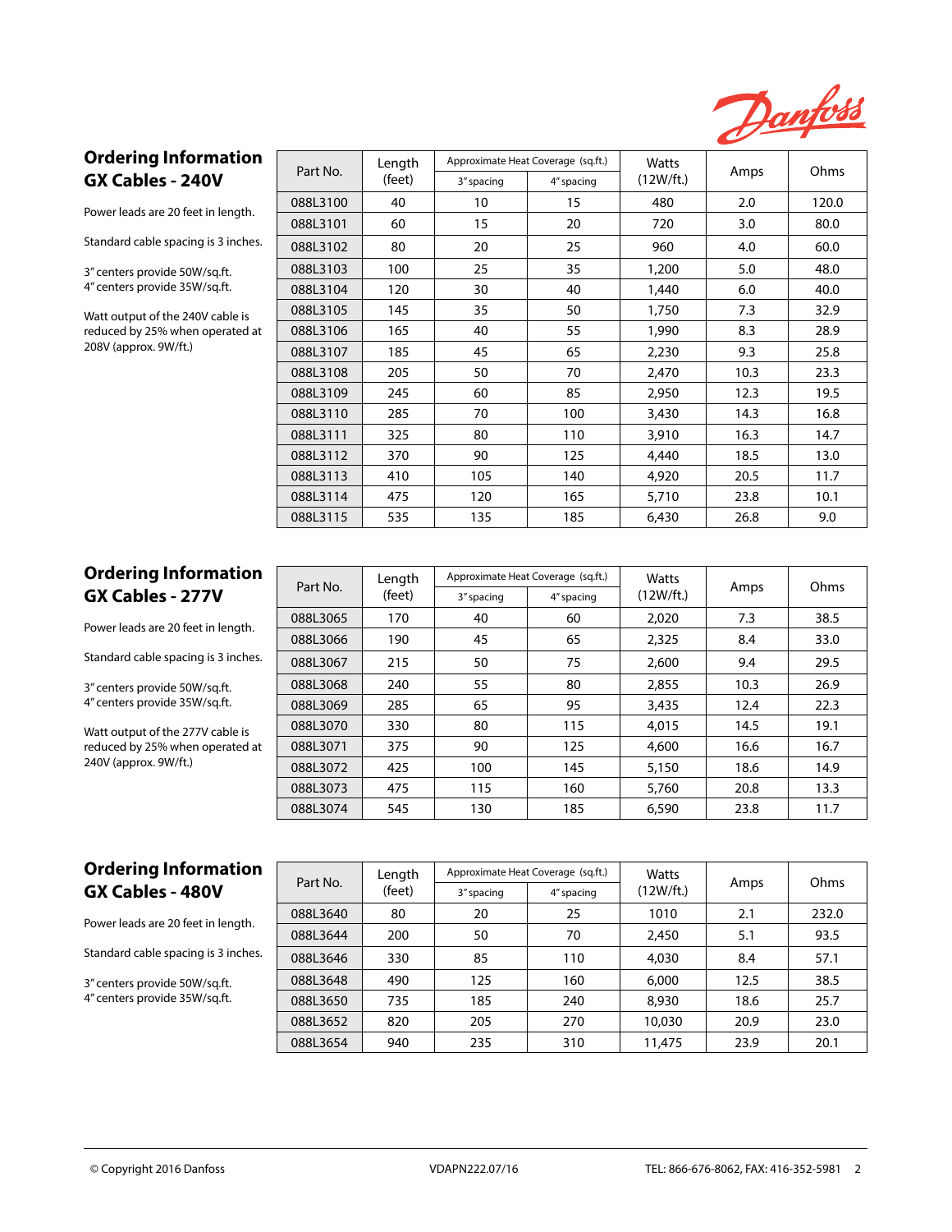## Ordering Information GX Cables - 240V

Power leads are 20 feet in length.

Standard cable spacing is 3 inches.

3" centers provide 50W/sq.ft.
4" centers provide 35W/sq.ft.

Watt output of the 240V cable is reduced by 25% when operated at 208V (approx. 9W/ft.)

| Part No. | Length (feet) | Approximate Heat Coverage (sq.ft.) | | Watts (12W/ft.) | Amps | Ohms |
|---|---|---|---|---|---|---|
| | | 3" spacing | 4" spacing | | | |
| 088L3100 | 40 | 10 | 15 | 480 | 2.0 | 120.0 |
| 088L3101 | 60 | 15 | 20 | 720 | 3.0 | 80.0 |
| 088L3102 | 80 | 20 | 25 | 960 | 4.0 | 60.0 |
| 088L3103 | 100 | 25 | 35 | 1,200 | 5.0 | 48.0 |
| 088L3104 | 120 | 30 | 40 | 1,440 | 6.0 | 40.0 |
| 088L3105 | 145 | 35 | 50 | 1,750 | 7.3 | 32.9 |
| 088L3106 | 165 | 40 | 55 | 1,990 | 8.3 | 28.9 |
| 088L3107 | 185 | 45 | 65 | 2,230 | 9.3 | 25.8 |
| 088L3108 | 205 | 50 | 70 | 2,470 | 10.3 | 23.3 |
| 088L3109 | 245 | 60 | 85 | 2,950 | 12.3 | 19.5 |
| 088L3110 | 285 | 70 | 100 | 3,430 | 14.3 | 16.8 |
| 088L3111 | 325 | 80 | 110 | 3,910 | 16.3 | 14.7 |
| 088L3112 | 370 | 90 | 125 | 4,440 | 18.5 | 13.0 |
| 088L3113 | 410 | 105 | 140 | 4,920 | 20.5 | 11.7 |
| 088L3114 | 475 | 120 | 165 | 5,710 | 23.8 | 10.1 |
| 088L3115 | 535 | 135 | 185 | 6,430 | 26.8 | 9.0 |

## Ordering Information GX Cables - 277V

Power leads are 20 feet in length.

Standard cable spacing is 3 inches.

3" centers provide 50W/sq.ft.
4" centers provide 35W/sq.ft.

Watt output of the 277V cable is reduced by 25% when operated at 240V (approx. 9W/ft.)

| Part No. | Length (feet) | Approximate Heat Coverage (sq.ft.) | | Watts (12W/ft.) | Amps | Ohms |
|---|---|---|---|---|---|---|
| | | 3" spacing | 4" spacing | | | |
| 088L3065 | 170 | 40 | 60 | 2,020 | 7.3 | 38.5 |
| 088L3066 | 190 | 45 | 65 | 2,325 | 8.4 | 33.0 |
| 088L3067 | 215 | 50 | 75 | 2,600 | 9.4 | 29.5 |
| 088L3068 | 240 | 55 | 80 | 2,855 | 10.3 | 26.9 |
| 088L3069 | 285 | 65 | 95 | 3,435 | 12.4 | 22.3 |
| 088L3070 | 330 | 80 | 115 | 4,015 | 14.5 | 19.1 |
| 088L3071 | 375 | 90 | 125 | 4,600 | 16.6 | 16.7 |
| 088L3072 | 425 | 100 | 145 | 5,150 | 18.6 | 14.9 |
| 088L3073 | 475 | 115 | 160 | 5,760 | 20.8 | 13.3 |
| 088L3074 | 545 | 130 | 185 | 6,590 | 23.8 | 11.7 |

## Ordering Information GX Cables - 480V

Power leads are 20 feet in length.

Standard cable spacing is 3 inches.

3" centers provide 50W/sq.ft.
4" centers provide 35W/sq.ft.

| Part No. | Length (feet) | Approximate Heat Coverage (sq.ft.) | | Watts (12W/ft.) | Amps | Ohms |
|---|---|---|---|---|---|---|
| | | 3" spacing | 4" spacing | | | |
| 088L3640 | 80 | 20 | 25 | 1010 | 2.1 | 232.0 |
| 088L3644 | 200 | 50 | 70 | 2,450 | 5.1 | 93.5 |
| 088L3646 | 330 | 85 | 110 | 4,030 | 8.4 | 57.1 |
| 088L3648 | 490 | 125 | 160 | 6,000 | 12.5 | 38.5 |
| 088L3650 | 735 | 185 | 240 | 8,930 | 18.6 | 25.7 |
| 088L3652 | 820 | 205 | 270 | 10,030 | 20.9 | 23.0 |
| 088L3654 | 940 | 235 | 310 | 11,475 | 23.9 | 20.1 |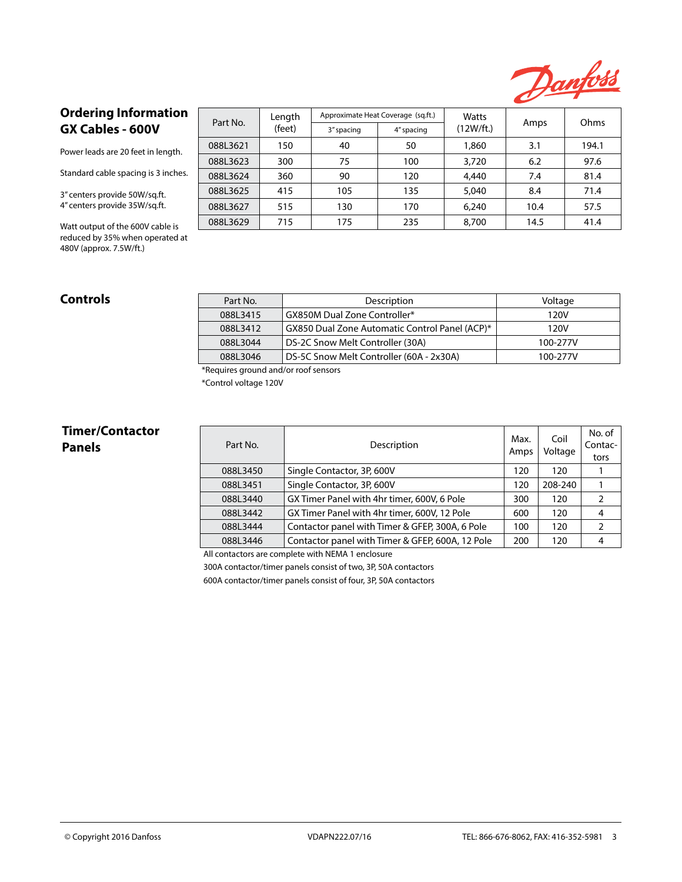## Ordering Information GX Cables - 600V

Power leads are 20 feet in length.

Standard cable spacing is 3 inches.

3" centers provide 50W/sq.ft.
4" centers provide 35W/sq.ft.

Watt output of the 600V cable is reduced by 35% when operated at 480V (approx. 7.5W/ft.)

| Part No. | Length (feet) | Approximate Heat Coverage (sq.ft.) | | Watts (12W/ft.) | Amps | Ohms |
|---|---|---|---|---|---|---|
| | | 3" spacing | 4" spacing | | | |
| 088L3621 | 150 | 40 | 50 | 1,860 | 3.1 | 194.1 |
| 088L3623 | 300 | 75 | 100 | 3,720 | 6.2 | 97.6 |
| 088L3624 | 360 | 90 | 120 | 4,440 | 7.4 | 81.4 |
| 088L3625 | 415 | 105 | 135 | 5,040 | 8.4 | 71.4 |
| 088L3627 | 515 | 130 | 170 | 6,240 | 10.4 | 57.5 |
| 088L3629 | 715 | 175 | 235 | 8,700 | 14.5 | 41.4 |

## Controls

| Part No. | Description | Voltage |
|---|---|---|
| 088L3415 | GX850M Dual Zone Controller* | 120V |
| 088L3412 | GX850 Dual Zone Automatic Control Panel (ACP)* | 120V |
| 088L3044 | DS-2C Snow Melt Controller (30A) | 100-277V |
| 088L3046 | DS-5C Snow Melt Controller (60A - 2x30A) | 100-277V |

*Requires ground and/or roof sensors

*Control voltage 120V

## Timer/Contactor Panels

| Part No. | Description | Max. Amps | Coil Voltage | No. of Contactors |
|---|---|---|---|---|
| 088L3450 | Single Contactor, 3P, 600V | 120 | 120 | 1 |
| 088L3451 | Single Contactor, 3P, 600V | 120 | 208-240 | 1 |
| 088L3440 | GX Timer Panel with 4hr timer, 600V, 6 Pole | 300 | 120 | 2 |
| 088L3442 | GX Timer Panel with 4hr timer, 600V, 12 Pole | 600 | 120 | 4 |
| 088L3444 | Contactor panel with Timer & GFEP, 300A, 6 Pole | 100 | 120 | 2 |
| 088L3446 | Contactor panel with Timer & GFEP, 600A, 12 Pole | 200 | 120 | 4 |

All contactors are complete with NEMA 1 enclosure

300A contactor/timer panels consist of two, 3P, 50A contactors

600A contactor/timer panels consist of four, 3P, 50A contactors

© Copyright 2016 Danfoss VDAPN222.07/16 TEL: 866-676-8062, FAX: 416-352-5981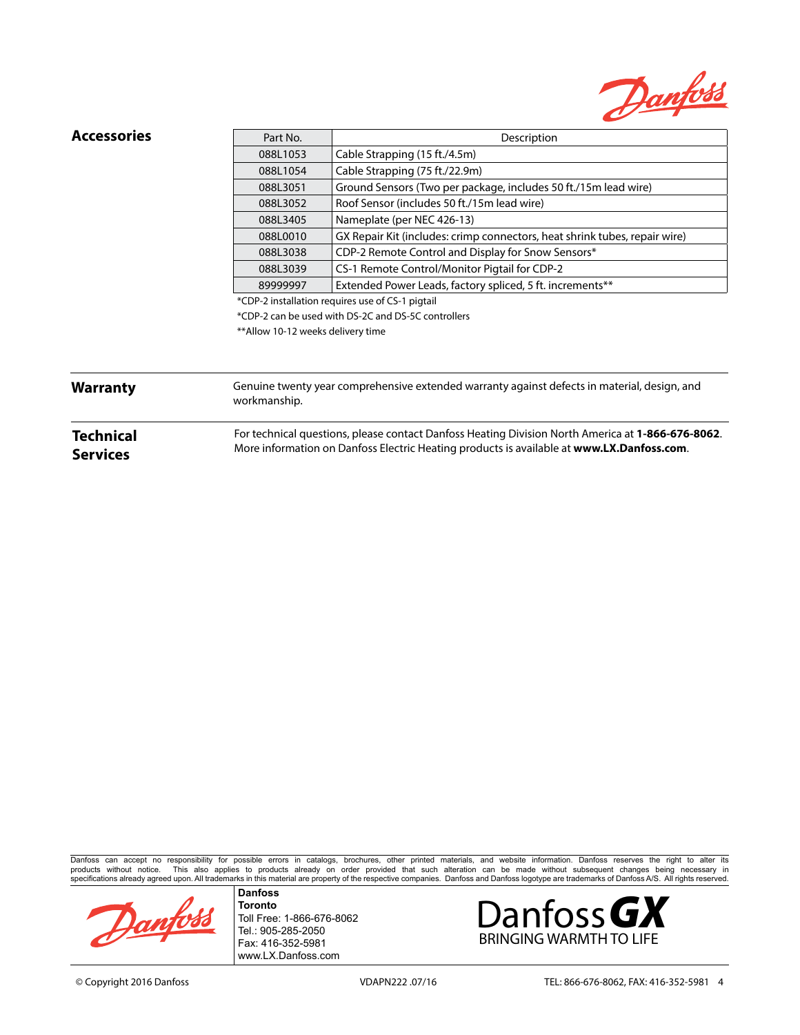## Accessories

| Part No. | Description |
|---|---|
| 088L1053 | Cable Strapping (15 ft./4.5m) |
| 088L1054 | Cable Strapping (75 ft./22.9m) |
| 088L3051 | Ground Sensors (Two per package, includes 50 ft./15m lead wire) |
| 088L3052 | Roof Sensor (includes 50 ft./15m lead wire) |
| 088L3405 | Nameplate (per NEC 426-13) |
| 088L0010 | GX Repair Kit (includes: crimp connectors, heat shrink tubes, repair wire) |
| 088L3038 | CDP-2 Remote Control and Display for Snow Sensors* |
| 088L3039 | CS-1 Remote Control/Monitor Pigtail for CDP-2 |
| 89999997 | Extended Power Leads, factory spliced, 5 ft. increments** |

*CDP-2 installation requires use of CS-1 pigtail

*CDP-2 can be used with DS-2C and DS-5C controllers

**Allow 10-12 weeks delivery time

## Warranty

Genuine twenty year comprehensive extended warranty against defects in material, design, and workmanship.

## Technical Services

For technical questions, please contact Danfoss Heating Division North America at **1-866-676-8062**. More information on Danfoss Electric Heating products is available at **www.LX.Danfoss.com**.

Danfoss can accept no responsibility for possible errors in catalogs, brochures, other printed materials, and website information. Danfoss reserves the right to alter its products without notice. This also applies to products already on order provided that such alteration can be made without subsequent changes being necessary in specifications already agreed upon. All trademarks in this material are property of the respective companies. Danfoss and Danfoss logotype are trademarks of Danfoss A/S. All rights reserved.

**Danfoss**
**Toronto**
Toll Free: 1-866-676-8062
Tel.: 905-285-2050
Fax: 416-352-5981
www.LX.Danfoss.com

Danfoss **GX**
BRINGING WARMTH TO LIFE

© Copyright 2016 Danfoss VDAPN222 .07/16 TEL: 866-676-8062, FAX: 416-352-5981